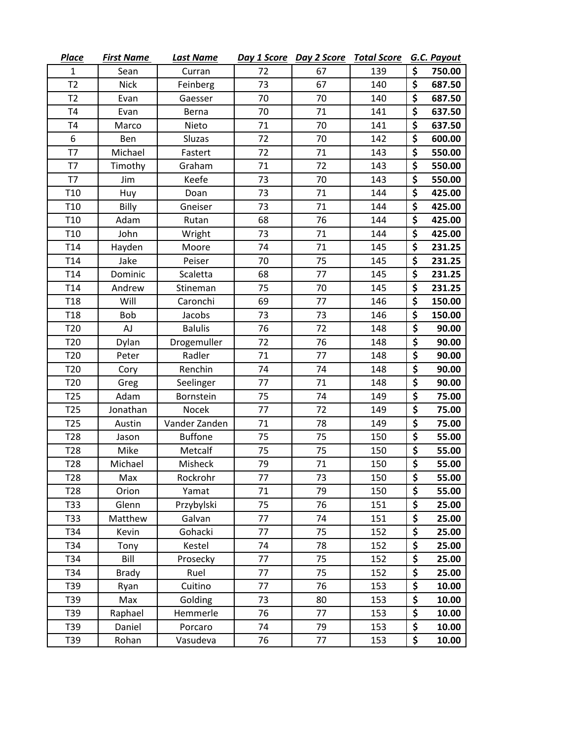| Place | First Name | Last Name | Day 1 Score | Day 2 Score | Total Score | G.C. Payout |
|---|---|---|---|---|---|---|
| 1 | Sean | Curran | 72 | 67 | 139 | $ 750.00 |
| T2 | Nick | Feinberg | 73 | 67 | 140 | $ 687.50 |
| T2 | Evan | Gaesser | 70 | 70 | 140 | $ 687.50 |
| T4 | Evan | Berna | 70 | 71 | 141 | $ 637.50 |
| T4 | Marco | Nieto | 71 | 70 | 141 | $ 637.50 |
| 6 | Ben | Sluzas | 72 | 70 | 142 | $ 600.00 |
| T7 | Michael | Fastert | 72 | 71 | 143 | $ 550.00 |
| T7 | Timothy | Graham | 71 | 72 | 143 | $ 550.00 |
| T7 | Jim | Keefe | 73 | 70 | 143 | $ 550.00 |
| T10 | Huy | Doan | 73 | 71 | 144 | $ 425.00 |
| T10 | Billy | Gneiser | 73 | 71 | 144 | $ 425.00 |
| T10 | Adam | Rutan | 68 | 76 | 144 | $ 425.00 |
| T10 | John | Wright | 73 | 71 | 144 | $ 425.00 |
| T14 | Hayden | Moore | 74 | 71 | 145 | $ 231.25 |
| T14 | Jake | Peiser | 70 | 75 | 145 | $ 231.25 |
| T14 | Dominic | Scaletta | 68 | 77 | 145 | $ 231.25 |
| T14 | Andrew | Stineman | 75 | 70 | 145 | $ 231.25 |
| T18 | Will | Caronchi | 69 | 77 | 146 | $ 150.00 |
| T18 | Bob | Jacobs | 73 | 73 | 146 | $ 150.00 |
| T20 | AJ | Balulis | 76 | 72 | 148 | $ 90.00 |
| T20 | Dylan | Drogemuller | 72 | 76 | 148 | $ 90.00 |
| T20 | Peter | Radler | 71 | 77 | 148 | $ 90.00 |
| T20 | Cory | Renchin | 74 | 74 | 148 | $ 90.00 |
| T20 | Greg | Seelinger | 77 | 71 | 148 | $ 90.00 |
| T25 | Adam | Bornstein | 75 | 74 | 149 | $ 75.00 |
| T25 | Jonathan | Nocek | 77 | 72 | 149 | $ 75.00 |
| T25 | Austin | Vander Zanden | 71 | 78 | 149 | $ 75.00 |
| T28 | Jason | Buffone | 75 | 75 | 150 | $ 55.00 |
| T28 | Mike | Metcalf | 75 | 75 | 150 | $ 55.00 |
| T28 | Michael | Misheck | 79 | 71 | 150 | $ 55.00 |
| T28 | Max | Rockrohr | 77 | 73 | 150 | $ 55.00 |
| T28 | Orion | Yamat | 71 | 79 | 150 | $ 55.00 |
| T33 | Glenn | Przybylski | 75 | 76 | 151 | $ 25.00 |
| T33 | Matthew | Galvan | 77 | 74 | 151 | $ 25.00 |
| T34 | Kevin | Gohacki | 77 | 75 | 152 | $ 25.00 |
| T34 | Tony | Kestel | 74 | 78 | 152 | $ 25.00 |
| T34 | Bill | Prosecky | 77 | 75 | 152 | $ 25.00 |
| T34 | Brady | Ruel | 77 | 75 | 152 | $ 25.00 |
| T39 | Ryan | Cuitino | 77 | 76 | 153 | $ 10.00 |
| T39 | Max | Golding | 73 | 80 | 153 | $ 10.00 |
| T39 | Raphael | Hemmerle | 76 | 77 | 153 | $ 10.00 |
| T39 | Daniel | Porcaro | 74 | 79 | 153 | $ 10.00 |
| T39 | Rohan | Vasudeva | 76 | 77 | 153 | $ 10.00 |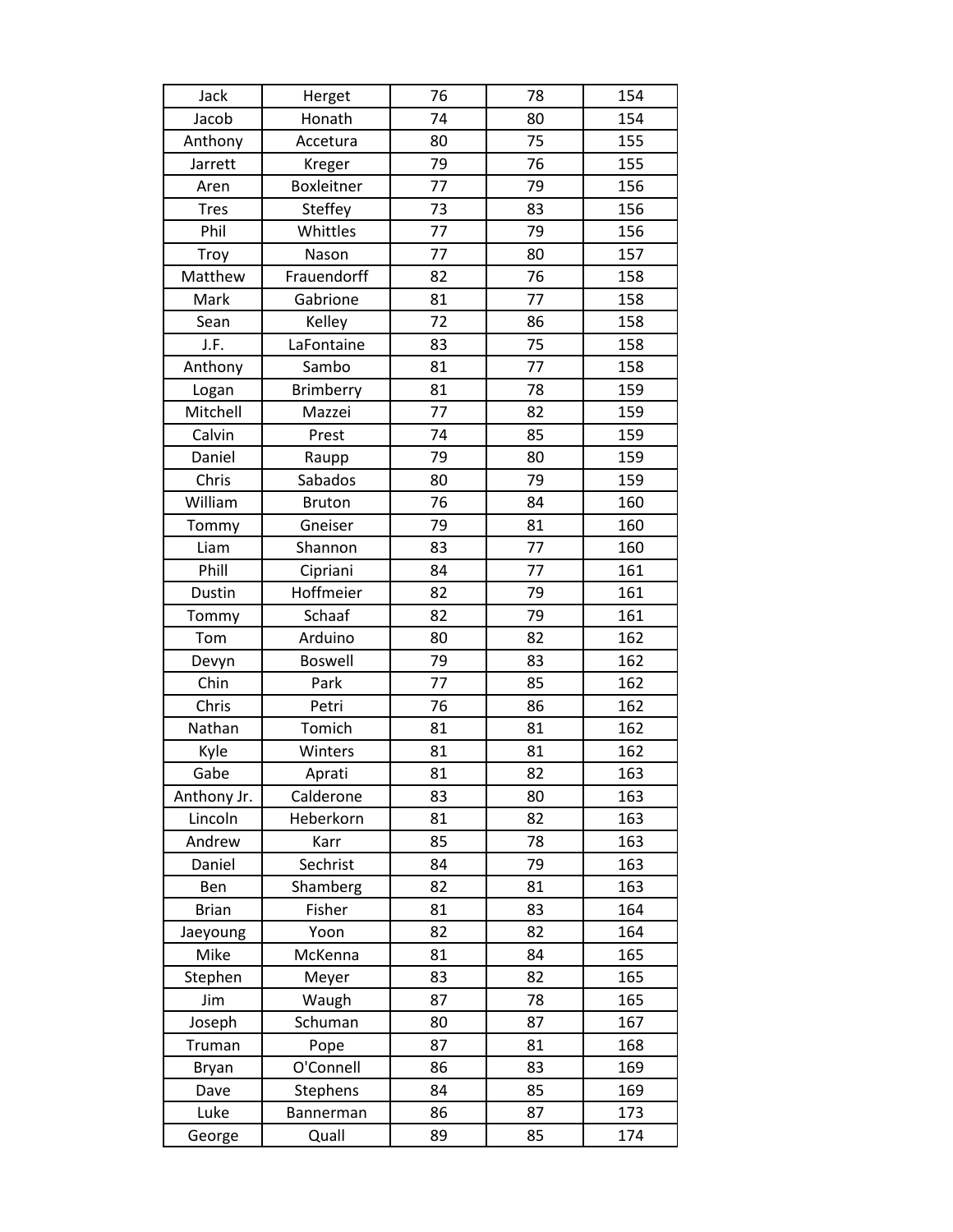| | | | | |
|---|---|---|---|---|
| Jack | Herget | 76 | 78 | 154 |
| Jacob | Honath | 74 | 80 | 154 |
| Anthony | Accetura | 80 | 75 | 155 |
| Jarrett | Kreger | 79 | 76 | 155 |
| Aren | Boxleitner | 77 | 79 | 156 |
| Tres | Steffey | 73 | 83 | 156 |
| Phil | Whittles | 77 | 79 | 156 |
| Troy | Nason | 77 | 80 | 157 |
| Matthew | Frauendorff | 82 | 76 | 158 |
| Mark | Gabrione | 81 | 77 | 158 |
| Sean | Kelley | 72 | 86 | 158 |
| J.F. | LaFontaine | 83 | 75 | 158 |
| Anthony | Sambo | 81 | 77 | 158 |
| Logan | Brimberry | 81 | 78 | 159 |
| Mitchell | Mazzei | 77 | 82 | 159 |
| Calvin | Prest | 74 | 85 | 159 |
| Daniel | Raupp | 79 | 80 | 159 |
| Chris | Sabados | 80 | 79 | 159 |
| William | Bruton | 76 | 84 | 160 |
| Tommy | Gneiser | 79 | 81 | 160 |
| Liam | Shannon | 83 | 77 | 160 |
| Phill | Cipriani | 84 | 77 | 161 |
| Dustin | Hoffmeier | 82 | 79 | 161 |
| Tommy | Schaaf | 82 | 79 | 161 |
| Tom | Arduino | 80 | 82 | 162 |
| Devyn | Boswell | 79 | 83 | 162 |
| Chin | Park | 77 | 85 | 162 |
| Chris | Petri | 76 | 86 | 162 |
| Nathan | Tomich | 81 | 81 | 162 |
| Kyle | Winters | 81 | 81 | 162 |
| Gabe | Aprati | 81 | 82 | 163 |
| Anthony Jr. | Calderone | 83 | 80 | 163 |
| Lincoln | Heberkorn | 81 | 82 | 163 |
| Andrew | Karr | 85 | 78 | 163 |
| Daniel | Sechrist | 84 | 79 | 163 |
| Ben | Shamberg | 82 | 81 | 163 |
| Brian | Fisher | 81 | 83 | 164 |
| Jaeyoung | Yoon | 82 | 82 | 164 |
| Mike | McKenna | 81 | 84 | 165 |
| Stephen | Meyer | 83 | 82 | 165 |
| Jim | Waugh | 87 | 78 | 165 |
| Joseph | Schuman | 80 | 87 | 167 |
| Truman | Pope | 87 | 81 | 168 |
| Bryan | O'Connell | 86 | 83 | 169 |
| Dave | Stephens | 84 | 85 | 169 |
| Luke | Bannerman | 86 | 87 | 173 |
| George | Quall | 89 | 85 | 174 |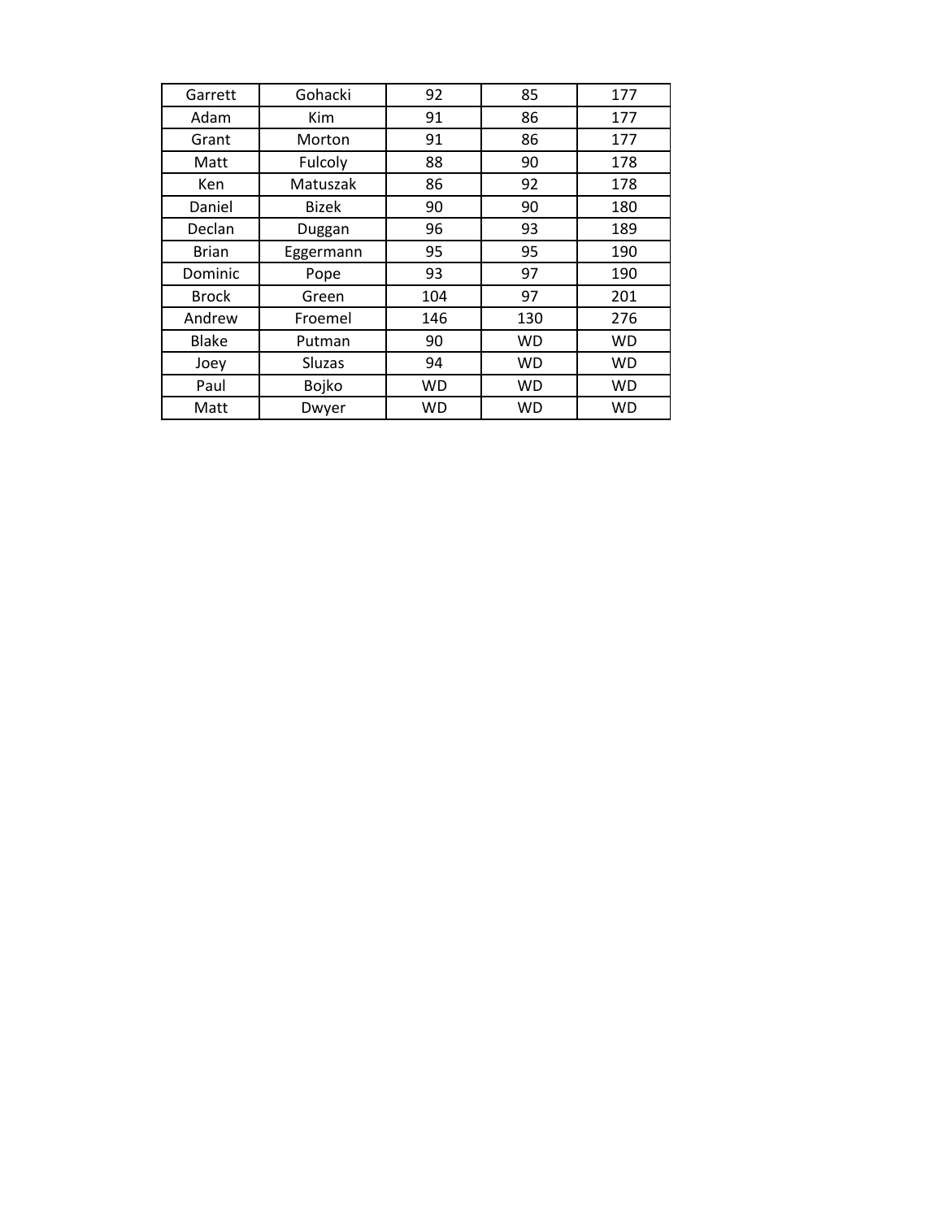| | | | | |
|---|---|---|---|---|
| Garrett | Gohacki | 92 | 85 | 177 |
| Adam | Kim | 91 | 86 | 177 |
| Grant | Morton | 91 | 86 | 177 |
| Matt | Fulcoly | 88 | 90 | 178 |
| Ken | Matuszak | 86 | 92 | 178 |
| Daniel | Bizek | 90 | 90 | 180 |
| Declan | Duggan | 96 | 93 | 189 |
| Brian | Eggermann | 95 | 95 | 190 |
| Dominic | Pope | 93 | 97 | 190 |
| Brock | Green | 104 | 97 | 201 |
| Andrew | Froemel | 146 | 130 | 276 |
| Blake | Putman | 90 | WD | WD |
| Joey | Sluzas | 94 | WD | WD |
| Paul | Bojko | WD | WD | WD |
| Matt | Dwyer | WD | WD | WD |